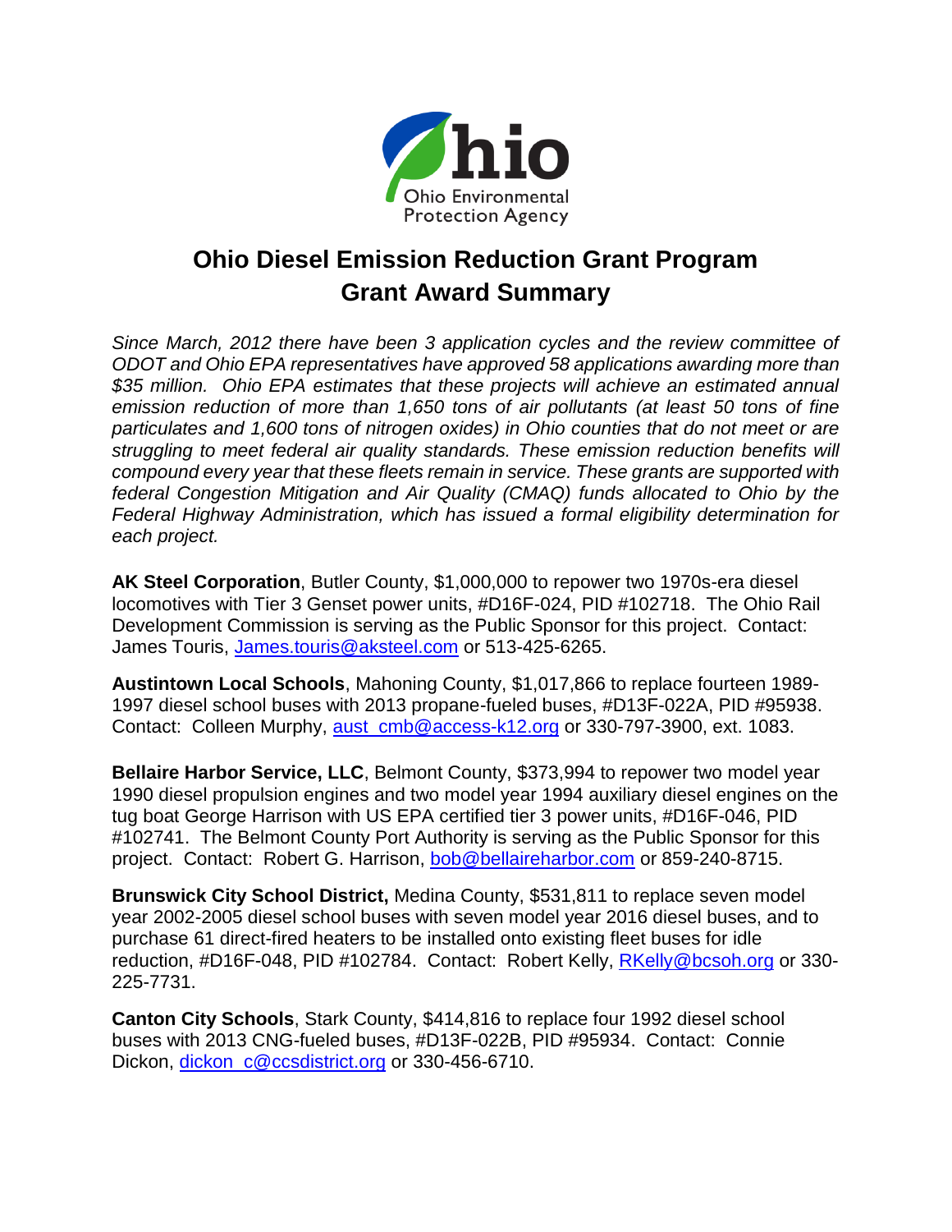Ohio Environmental Protection Agency

# Ohio Diesel Emission Reduction Grant Program
# Grant Award Summary

*Since March, 2012 there have been 3 application cycles and the review committee of ODOT and Ohio EPA representatives have approved 58 applications awarding more than $35 million. Ohio EPA estimates that these projects will achieve an estimated annual emission reduction of more than 1,650 tons of air pollutants (at least 50 tons of fine particulates and 1,600 tons of nitrogen oxides) in Ohio counties that do not meet or are struggling to meet federal air quality standards. These emission reduction benefits will compound every year that these fleets remain in service. These grants are supported with federal Congestion Mitigation and Air Quality (CMAQ) funds allocated to Ohio by the Federal Highway Administration, which has issued a formal eligibility determination for each project.*

**AK Steel Corporation**, Butler County, $1,000,000 to repower two 1970s-era diesel locomotives with Tier 3 Genset power units, #D16F-024, PID #102718. The Ohio Rail Development Commission is serving as the Public Sponsor for this project. Contact: James Touris, James.touris@aksteel.com or 513-425-6265.

**Austintown Local Schools**, Mahoning County, $1,017,866 to replace fourteen 1989-1997 diesel school buses with 2013 propane-fueled buses, #D13F-022A, PID #95938. Contact: Colleen Murphy, aust_cmb@access-k12.org or 330-797-3900, ext. 1083.

**Bellaire Harbor Service, LLC**, Belmont County, $373,994 to repower two model year 1990 diesel propulsion engines and two model year 1994 auxiliary diesel engines on the tug boat George Harrison with US EPA certified tier 3 power units, #D16F-046, PID #102741. The Belmont County Port Authority is serving as the Public Sponsor for this project. Contact: Robert G. Harrison, bob@bellaireharbor.com or 859-240-8715.

**Brunswick City School District,** Medina County, $531,811 to replace seven model year 2002-2005 diesel school buses with seven model year 2016 diesel buses, and to purchase 61 direct-fired heaters to be installed onto existing fleet buses for idle reduction, #D16F-048, PID #102784. Contact: Robert Kelly, RKelly@bcsoh.org or 330-225-7731.

**Canton City Schools**, Stark County, $414,816 to replace four 1992 diesel school buses with 2013 CNG-fueled buses, #D13F-022B, PID #95934. Contact: Connie Dickon, dickon_c@ccsdistrict.org or 330-456-6710.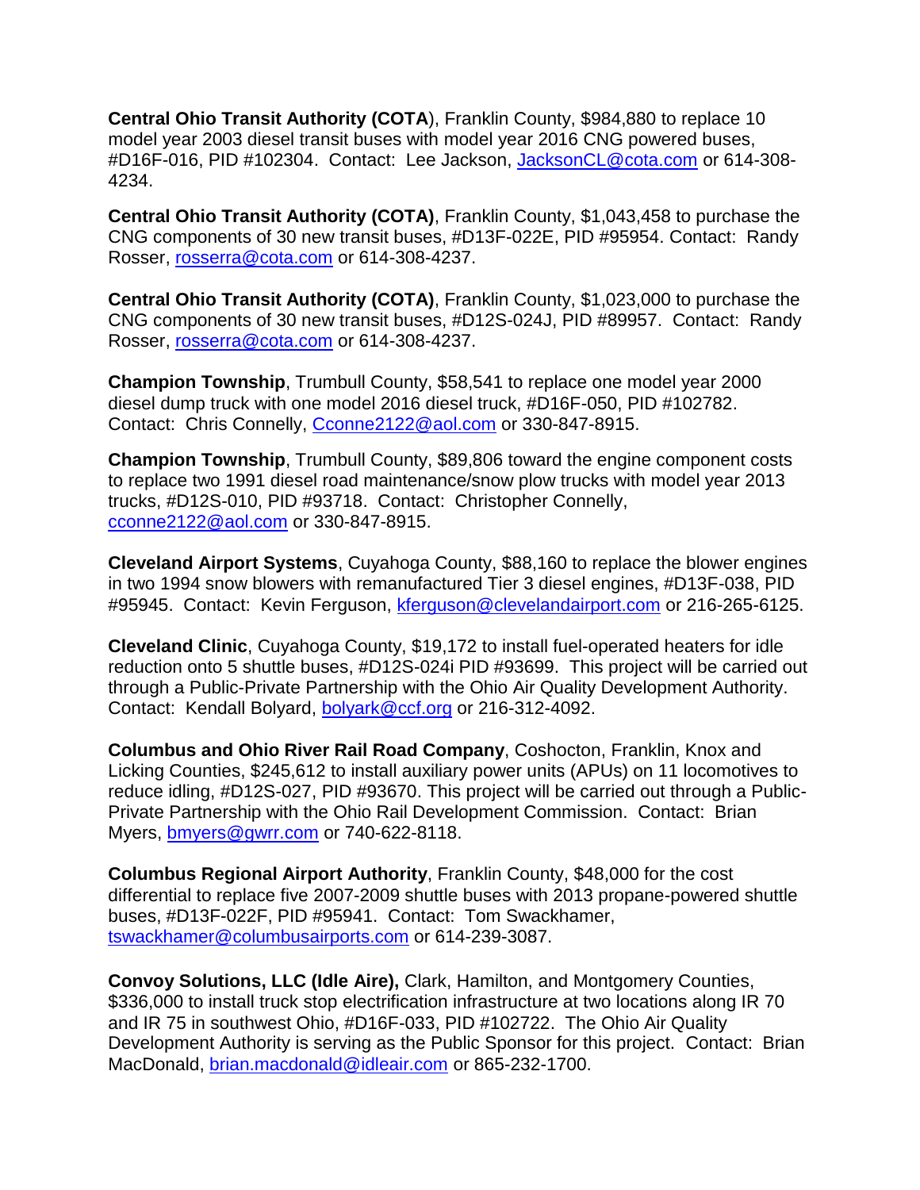**Central Ohio Transit Authority (COTA**), Franklin County, $984,880 to replace 10 model year 2003 diesel transit buses with model year 2016 CNG powered buses, #D16F-016, PID #102304. Contact: Lee Jackson, JacksonCL@cota.com or 614-308-4234.

**Central Ohio Transit Authority (COTA)**, Franklin County, $1,043,458 to purchase the CNG components of 30 new transit buses, #D13F-022E, PID #95954. Contact: Randy Rosser, rosserra@cota.com or 614-308-4237.

**Central Ohio Transit Authority (COTA)**, Franklin County, $1,023,000 to purchase the CNG components of 30 new transit buses, #D12S-024J, PID #89957. Contact: Randy Rosser, rosserra@cota.com or 614-308-4237.

**Champion Township**, Trumbull County, $58,541 to replace one model year 2000 diesel dump truck with one model 2016 diesel truck, #D16F-050, PID #102782. Contact: Chris Connelly, Cconne2122@aol.com or 330-847-8915.

**Champion Township**, Trumbull County, $89,806 toward the engine component costs to replace two 1991 diesel road maintenance/snow plow trucks with model year 2013 trucks, #D12S-010, PID #93718. Contact: Christopher Connelly, cconne2122@aol.com or 330-847-8915.

**Cleveland Airport Systems**, Cuyahoga County, $88,160 to replace the blower engines in two 1994 snow blowers with remanufactured Tier 3 diesel engines, #D13F-038, PID #95945. Contact: Kevin Ferguson, kferguson@clevelandairport.com or 216-265-6125.

**Cleveland Clinic**, Cuyahoga County, $19,172 to install fuel-operated heaters for idle reduction onto 5 shuttle buses, #D12S-024i PID #93699. This project will be carried out through a Public-Private Partnership with the Ohio Air Quality Development Authority. Contact: Kendall Bolyard, bolyark@ccf.org or 216-312-4092.

**Columbus and Ohio River Rail Road Company**, Coshocton, Franklin, Knox and Licking Counties, $245,612 to install auxiliary power units (APUs) on 11 locomotives to reduce idling, #D12S-027, PID #93670. This project will be carried out through a Public-Private Partnership with the Ohio Rail Development Commission. Contact: Brian Myers, bmyers@gwrr.com or 740-622-8118.

**Columbus Regional Airport Authority**, Franklin County, $48,000 for the cost differential to replace five 2007-2009 shuttle buses with 2013 propane-powered shuttle buses, #D13F-022F, PID #95941. Contact: Tom Swackhamer, tswackhamer@columbusairports.com or 614-239-3087.

**Convoy Solutions, LLC (Idle Aire),** Clark, Hamilton, and Montgomery Counties, $336,000 to install truck stop electrification infrastructure at two locations along IR 70 and IR 75 in southwest Ohio, #D16F-033, PID #102722. The Ohio Air Quality Development Authority is serving as the Public Sponsor for this project. Contact: Brian MacDonald, brian.macdonald@idleair.com or 865-232-1700.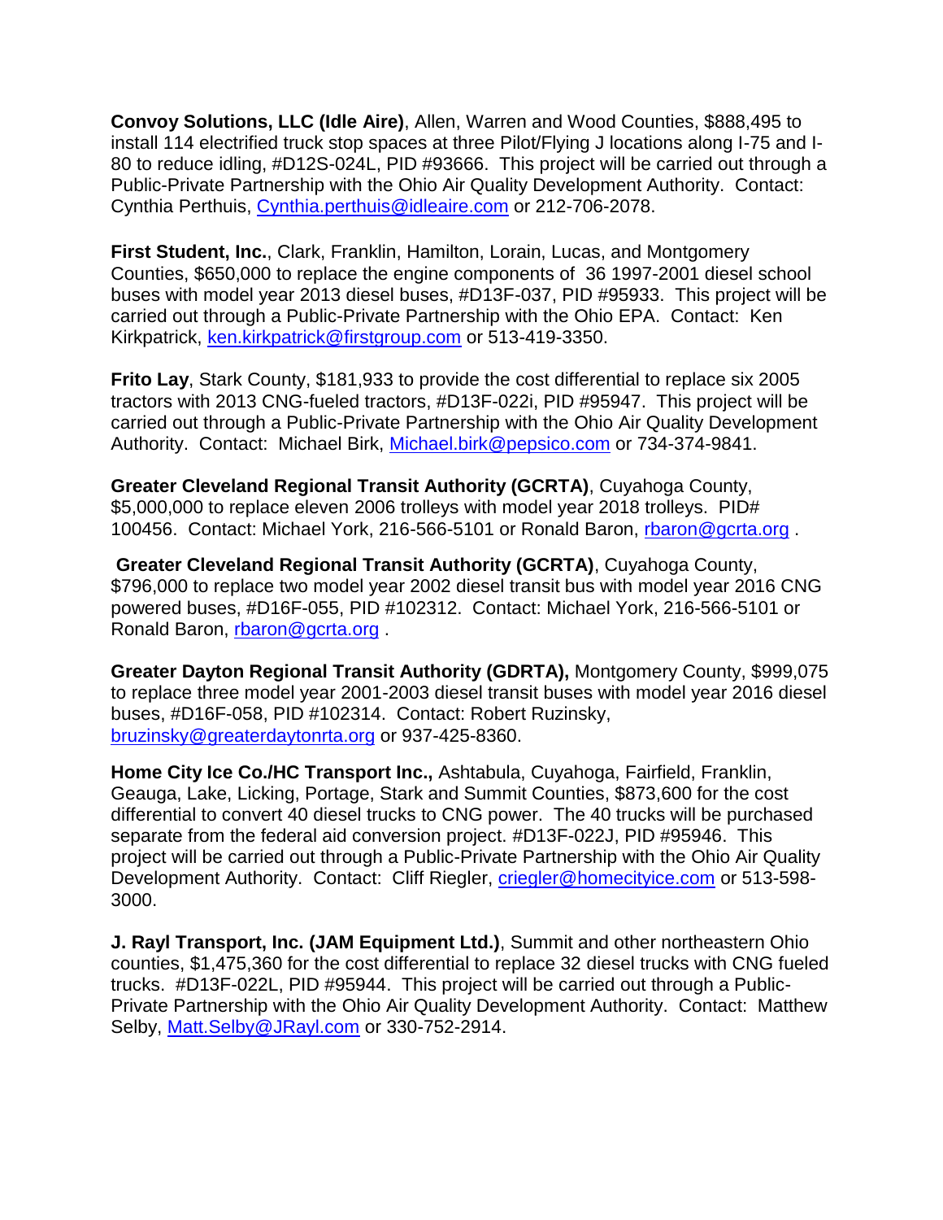**Convoy Solutions, LLC (Idle Aire)**, Allen, Warren and Wood Counties, $888,495 to install 114 electrified truck stop spaces at three Pilot/Flying J locations along I-75 and I-80 to reduce idling, #D12S-024L, PID #93666. This project will be carried out through a Public-Private Partnership with the Ohio Air Quality Development Authority. Contact: Cynthia Perthuis, Cynthia.perthuis@idleaire.com or 212-706-2078.

**First Student, Inc.**, Clark, Franklin, Hamilton, Lorain, Lucas, and Montgomery Counties, $650,000 to replace the engine components of 36 1997-2001 diesel school buses with model year 2013 diesel buses, #D13F-037, PID #95933. This project will be carried out through a Public-Private Partnership with the Ohio EPA. Contact: Ken Kirkpatrick, ken.kirkpatrick@firstgroup.com or 513-419-3350.

**Frito Lay**, Stark County, $181,933 to provide the cost differential to replace six 2005 tractors with 2013 CNG-fueled tractors, #D13F-022i, PID #95947. This project will be carried out through a Public-Private Partnership with the Ohio Air Quality Development Authority. Contact: Michael Birk, Michael.birk@pepsico.com or 734-374-9841.

**Greater Cleveland Regional Transit Authority (GCRTA)**, Cuyahoga County, $5,000,000 to replace eleven 2006 trolleys with model year 2018 trolleys. PID# 100456. Contact: Michael York, 216-566-5101 or Ronald Baron, rbaron@gcrta.org .

**Greater Cleveland Regional Transit Authority (GCRTA)**, Cuyahoga County, $796,000 to replace two model year 2002 diesel transit bus with model year 2016 CNG powered buses, #D16F-055, PID #102312. Contact: Michael York, 216-566-5101 or Ronald Baron, rbaron@gcrta.org .

**Greater Dayton Regional Transit Authority (GDRTA),** Montgomery County, $999,075 to replace three model year 2001-2003 diesel transit buses with model year 2016 diesel buses, #D16F-058, PID #102314. Contact: Robert Ruzinsky, bruzinsky@greaterdaytonrta.org or 937-425-8360.

**Home City Ice Co./HC Transport Inc.,** Ashtabula, Cuyahoga, Fairfield, Franklin, Geauga, Lake, Licking, Portage, Stark and Summit Counties, $873,600 for the cost differential to convert 40 diesel trucks to CNG power. The 40 trucks will be purchased separate from the federal aid conversion project. #D13F-022J, PID #95946. This project will be carried out through a Public-Private Partnership with the Ohio Air Quality Development Authority. Contact: Cliff Riegler, criegler@homecityice.com or 513-598-3000.

**J. Rayl Transport, Inc. (JAM Equipment Ltd.)**, Summit and other northeastern Ohio counties, $1,475,360 for the cost differential to replace 32 diesel trucks with CNG fueled trucks. #D13F-022L, PID #95944. This project will be carried out through a Public-Private Partnership with the Ohio Air Quality Development Authority. Contact: Matthew Selby, Matt.Selby@JRayl.com or 330-752-2914.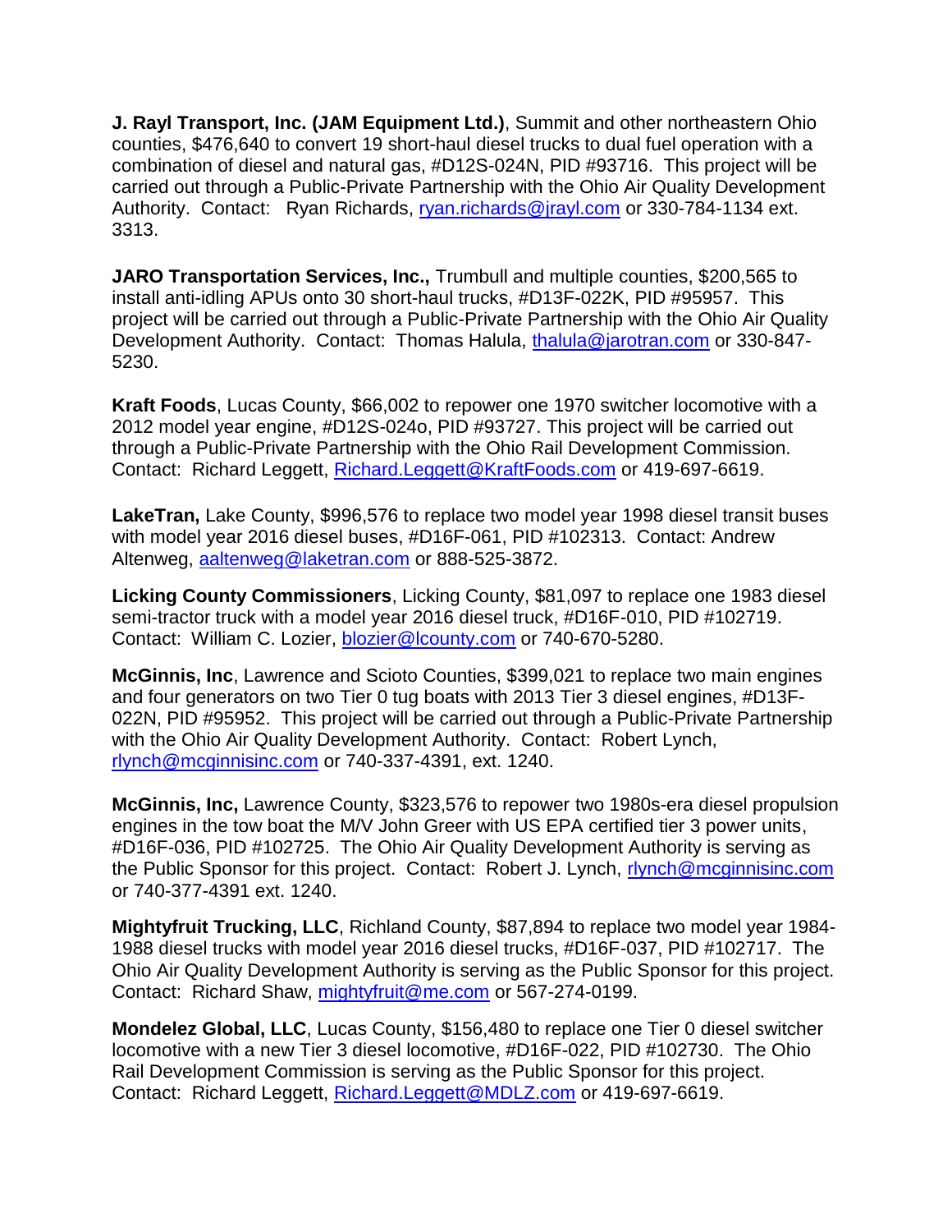**J. Rayl Transport, Inc. (JAM Equipment Ltd.)**, Summit and other northeastern Ohio counties, $476,640 to convert 19 short-haul diesel trucks to dual fuel operation with a combination of diesel and natural gas, #D12S-024N, PID #93716. This project will be carried out through a Public-Private Partnership with the Ohio Air Quality Development Authority. Contact: Ryan Richards, ryan.richards@jrayl.com or 330-784-1134 ext. 3313.

**JARO Transportation Services, Inc.,** Trumbull and multiple counties, $200,565 to install anti-idling APUs onto 30 short-haul trucks, #D13F-022K, PID #95957. This project will be carried out through a Public-Private Partnership with the Ohio Air Quality Development Authority. Contact: Thomas Halula, thalula@jarotran.com or 330-847-5230.

**Kraft Foods**, Lucas County, $66,002 to repower one 1970 switcher locomotive with a 2012 model year engine, #D12S-024o, PID #93727. This project will be carried out through a Public-Private Partnership with the Ohio Rail Development Commission. Contact: Richard Leggett, Richard.Leggett@KraftFoods.com or 419-697-6619.

**LakeTran,** Lake County, $996,576 to replace two model year 1998 diesel transit buses with model year 2016 diesel buses, #D16F-061, PID #102313. Contact: Andrew Altenweg, aaltenweg@laketran.com or 888-525-3872.

**Licking County Commissioners**, Licking County, $81,097 to replace one 1983 diesel semi-tractor truck with a model year 2016 diesel truck, #D16F-010, PID #102719. Contact: William C. Lozier, blozier@lcounty.com or 740-670-5280.

**McGinnis, Inc**, Lawrence and Scioto Counties, $399,021 to replace two main engines and four generators on two Tier 0 tug boats with 2013 Tier 3 diesel engines, #D13F-022N, PID #95952. This project will be carried out through a Public-Private Partnership with the Ohio Air Quality Development Authority. Contact: Robert Lynch, rlynch@mcginnisinc.com or 740-337-4391, ext. 1240.

**McGinnis, Inc,** Lawrence County, $323,576 to repower two 1980s-era diesel propulsion engines in the tow boat the M/V John Greer with US EPA certified tier 3 power units, #D16F-036, PID #102725. The Ohio Air Quality Development Authority is serving as the Public Sponsor for this project. Contact: Robert J. Lynch, rlynch@mcginnisinc.com or 740-377-4391 ext. 1240.

**Mightyfruit Trucking, LLC**, Richland County, $87,894 to replace two model year 1984-1988 diesel trucks with model year 2016 diesel trucks, #D16F-037, PID #102717. The Ohio Air Quality Development Authority is serving as the Public Sponsor for this project. Contact: Richard Shaw, mightyfruit@me.com or 567-274-0199.

**Mondelez Global, LLC**, Lucas County, $156,480 to replace one Tier 0 diesel switcher locomotive with a new Tier 3 diesel locomotive, #D16F-022, PID #102730. The Ohio Rail Development Commission is serving as the Public Sponsor for this project. Contact: Richard Leggett, Richard.Leggett@MDLZ.com or 419-697-6619.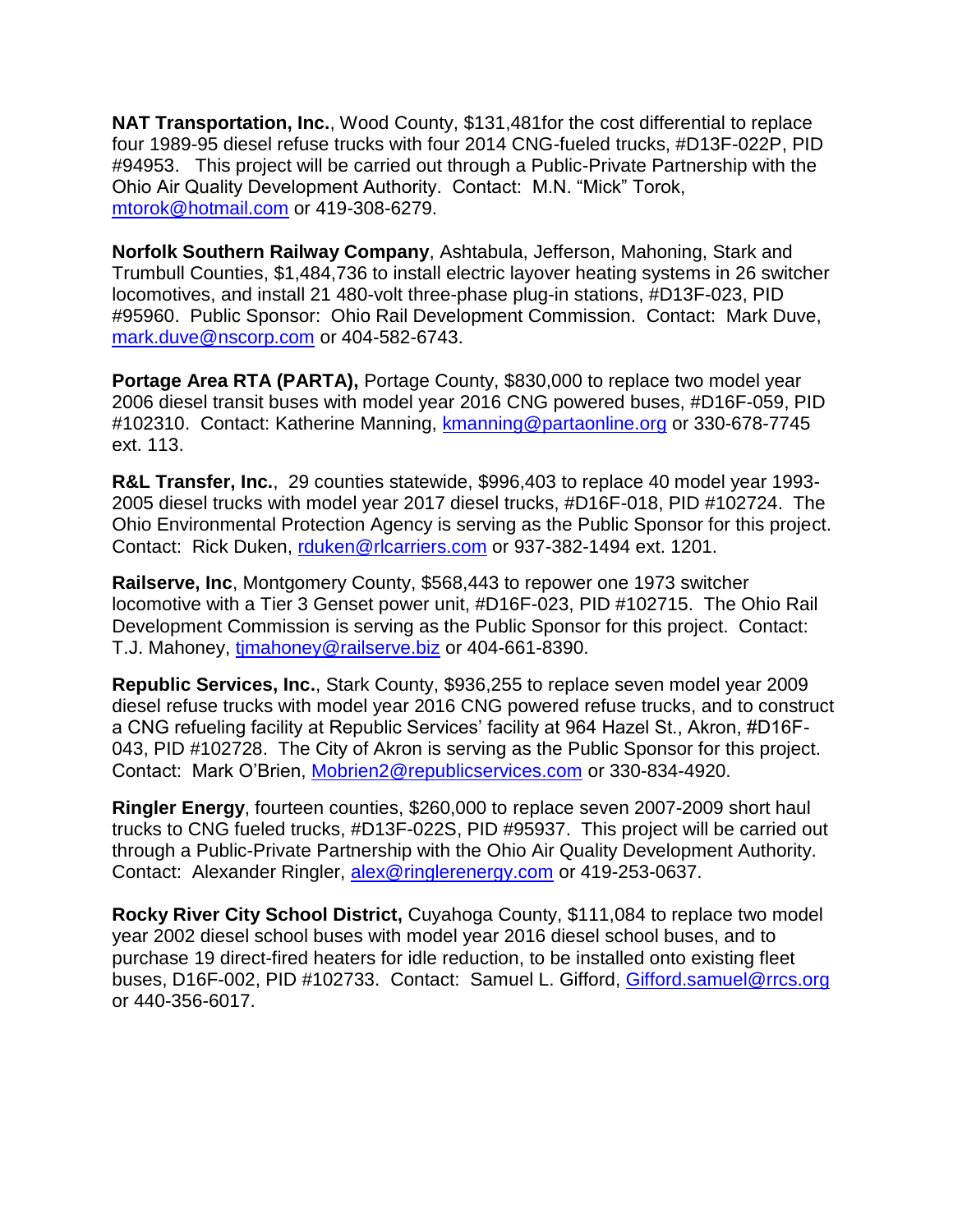**NAT Transportation, Inc.**, Wood County, $131,481for the cost differential to replace four 1989-95 diesel refuse trucks with four 2014 CNG-fueled trucks, #D13F-022P, PID #94953. This project will be carried out through a Public-Private Partnership with the Ohio Air Quality Development Authority. Contact: M.N. "Mick" Torok, mtorok@hotmail.com or 419-308-6279.

**Norfolk Southern Railway Company**, Ashtabula, Jefferson, Mahoning, Stark and Trumbull Counties, $1,484,736 to install electric layover heating systems in 26 switcher locomotives, and install 21 480-volt three-phase plug-in stations, #D13F-023, PID #95960. Public Sponsor: Ohio Rail Development Commission. Contact: Mark Duve, mark.duve@nscorp.com or 404-582-6743.

**Portage Area RTA (PARTA),** Portage County, $830,000 to replace two model year 2006 diesel transit buses with model year 2016 CNG powered buses, #D16F-059, PID #102310. Contact: Katherine Manning, kmanning@partaonline.org or 330-678-7745 ext. 113.

**R&L Transfer, Inc.**, 29 counties statewide, $996,403 to replace 40 model year 1993-2005 diesel trucks with model year 2017 diesel trucks, #D16F-018, PID #102724. The Ohio Environmental Protection Agency is serving as the Public Sponsor for this project. Contact: Rick Duken, rduken@rlcarriers.com or 937-382-1494 ext. 1201.

**Railserve, Inc**, Montgomery County, $568,443 to repower one 1973 switcher locomotive with a Tier 3 Genset power unit, #D16F-023, PID #102715. The Ohio Rail Development Commission is serving as the Public Sponsor for this project. Contact: T.J. Mahoney, tjmahoney@railserve.biz or 404-661-8390.

**Republic Services, Inc.**, Stark County, $936,255 to replace seven model year 2009 diesel refuse trucks with model year 2016 CNG powered refuse trucks, and to construct a CNG refueling facility at Republic Services' facility at 964 Hazel St., Akron, #D16F-043, PID #102728. The City of Akron is serving as the Public Sponsor for this project. Contact: Mark O'Brien, Mobrien2@republicservices.com or 330-834-4920.

**Ringler Energy**, fourteen counties, $260,000 to replace seven 2007-2009 short haul trucks to CNG fueled trucks, #D13F-022S, PID #95937. This project will be carried out through a Public-Private Partnership with the Ohio Air Quality Development Authority. Contact: Alexander Ringler, alex@ringlerenergy.com or 419-253-0637.

**Rocky River City School District,** Cuyahoga County, $111,084 to replace two model year 2002 diesel school buses with model year 2016 diesel school buses, and to purchase 19 direct-fired heaters for idle reduction, to be installed onto existing fleet buses, D16F-002, PID #102733. Contact: Samuel L. Gifford, Gifford.samuel@rrcs.org or 440-356-6017.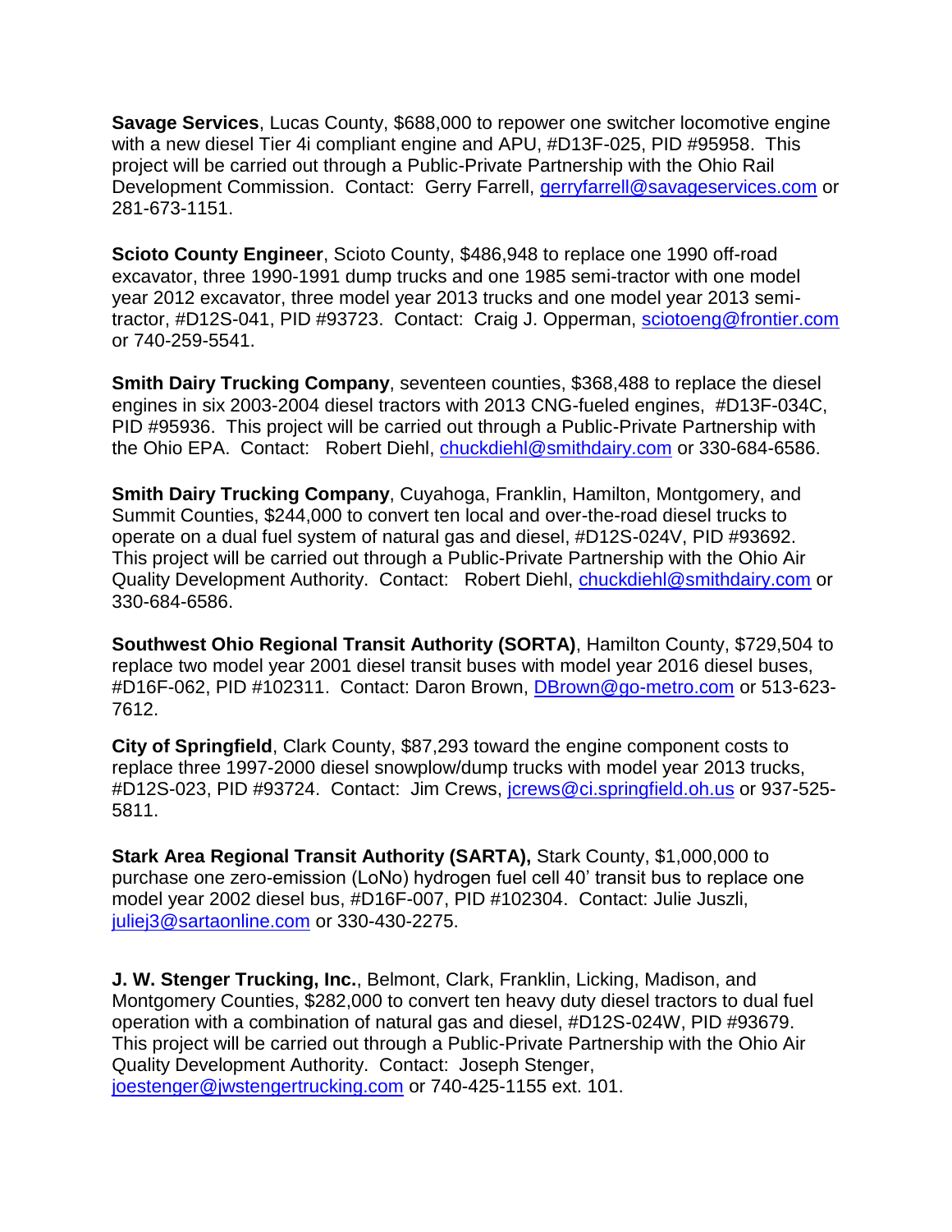**Savage Services**, Lucas County, $688,000 to repower one switcher locomotive engine with a new diesel Tier 4i compliant engine and APU, #D13F-025, PID #95958. This project will be carried out through a Public-Private Partnership with the Ohio Rail Development Commission. Contact: Gerry Farrell, gerryfarrell@savageservices.com or 281-673-1151.

**Scioto County Engineer**, Scioto County, $486,948 to replace one 1990 off-road excavator, three 1990-1991 dump trucks and one 1985 semi-tractor with one model year 2012 excavator, three model year 2013 trucks and one model year 2013 semi-tractor, #D12S-041, PID #93723. Contact: Craig J. Opperman, sciotoeng@frontier.com or 740-259-5541.

**Smith Dairy Trucking Company**, seventeen counties, $368,488 to replace the diesel engines in six 2003-2004 diesel tractors with 2013 CNG-fueled engines, #D13F-034C, PID #95936. This project will be carried out through a Public-Private Partnership with the Ohio EPA. Contact: Robert Diehl, chuckdiehl@smithdairy.com or 330-684-6586.

**Smith Dairy Trucking Company**, Cuyahoga, Franklin, Hamilton, Montgomery, and Summit Counties, $244,000 to convert ten local and over-the-road diesel trucks to operate on a dual fuel system of natural gas and diesel, #D12S-024V, PID #93692. This project will be carried out through a Public-Private Partnership with the Ohio Air Quality Development Authority. Contact: Robert Diehl, chuckdiehl@smithdairy.com or 330-684-6586.

**Southwest Ohio Regional Transit Authority (SORTA)**, Hamilton County, $729,504 to replace two model year 2001 diesel transit buses with model year 2016 diesel buses, #D16F-062, PID #102311. Contact: Daron Brown, DBrown@go-metro.com or 513-623-7612.

**City of Springfield**, Clark County, $87,293 toward the engine component costs to replace three 1997-2000 diesel snowplow/dump trucks with model year 2013 trucks, #D12S-023, PID #93724. Contact: Jim Crews, jcrews@ci.springfield.oh.us or 937-525-5811.

**Stark Area Regional Transit Authority (SARTA),** Stark County, $1,000,000 to purchase one zero-emission (LoNo) hydrogen fuel cell 40' transit bus to replace one model year 2002 diesel bus, #D16F-007, PID #102304. Contact: Julie Juszli, juliej3@sartaonline.com or 330-430-2275.

**J. W. Stenger Trucking, Inc.**, Belmont, Clark, Franklin, Licking, Madison, and Montgomery Counties, $282,000 to convert ten heavy duty diesel tractors to dual fuel operation with a combination of natural gas and diesel, #D12S-024W, PID #93679. This project will be carried out through a Public-Private Partnership with the Ohio Air Quality Development Authority. Contact: Joseph Stenger, joestenger@jwstengertrucking.com or 740-425-1155 ext. 101.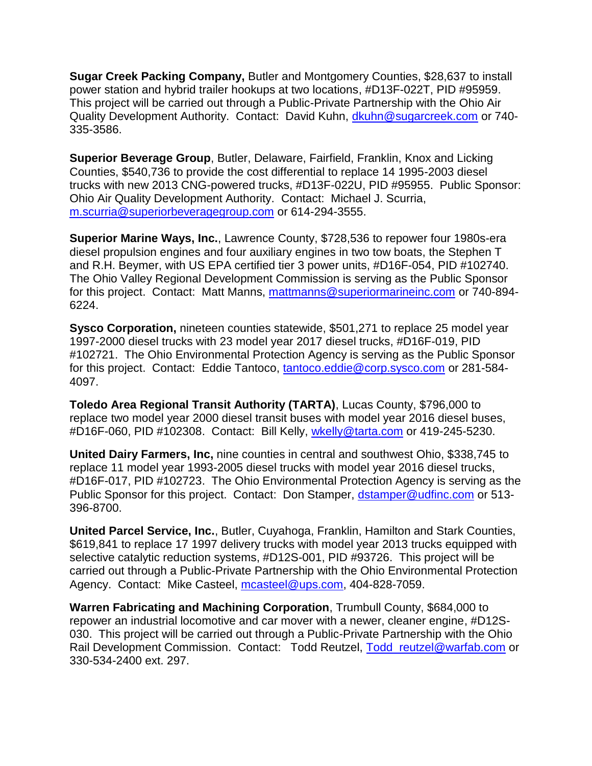**Sugar Creek Packing Company,** Butler and Montgomery Counties, $28,637 to install power station and hybrid trailer hookups at two locations, #D13F-022T, PID #95959. This project will be carried out through a Public-Private Partnership with the Ohio Air Quality Development Authority. Contact: David Kuhn, dkuhn@sugarcreek.com or 740-335-3586.

**Superior Beverage Group**, Butler, Delaware, Fairfield, Franklin, Knox and Licking Counties, $540,736 to provide the cost differential to replace 14 1995-2003 diesel trucks with new 2013 CNG-powered trucks, #D13F-022U, PID #95955. Public Sponsor: Ohio Air Quality Development Authority. Contact: Michael J. Scurria, m.scurria@superiorbeveragegroup.com or 614-294-3555.

**Superior Marine Ways, Inc.**, Lawrence County, $728,536 to repower four 1980s-era diesel propulsion engines and four auxiliary engines in two tow boats, the Stephen T and R.H. Beymer, with US EPA certified tier 3 power units, #D16F-054, PID #102740. The Ohio Valley Regional Development Commission is serving as the Public Sponsor for this project. Contact: Matt Manns, mattmanns@superiormarineinc.com or 740-894-6224.

**Sysco Corporation,** nineteen counties statewide, $501,271 to replace 25 model year 1997-2000 diesel trucks with 23 model year 2017 diesel trucks, #D16F-019, PID #102721. The Ohio Environmental Protection Agency is serving as the Public Sponsor for this project. Contact: Eddie Tantoco, tantoco.eddie@corp.sysco.com or 281-584-4097.

**Toledo Area Regional Transit Authority (TARTA)**, Lucas County, $796,000 to replace two model year 2000 diesel transit buses with model year 2016 diesel buses, #D16F-060, PID #102308. Contact: Bill Kelly, wkelly@tarta.com or 419-245-5230.

**United Dairy Farmers, Inc,** nine counties in central and southwest Ohio, $338,745 to replace 11 model year 1993-2005 diesel trucks with model year 2016 diesel trucks, #D16F-017, PID #102723. The Ohio Environmental Protection Agency is serving as the Public Sponsor for this project. Contact: Don Stamper, dstamper@udfinc.com or 513-396-8700.

**United Parcel Service, Inc.**, Butler, Cuyahoga, Franklin, Hamilton and Stark Counties, $619,841 to replace 17 1997 delivery trucks with model year 2013 trucks equipped with selective catalytic reduction systems, #D12S-001, PID #93726. This project will be carried out through a Public-Private Partnership with the Ohio Environmental Protection Agency. Contact: Mike Casteel, mcasteel@ups.com, 404-828-7059.

**Warren Fabricating and Machining Corporation**, Trumbull County, $684,000 to repower an industrial locomotive and car mover with a newer, cleaner engine, #D12S-030. This project will be carried out through a Public-Private Partnership with the Ohio Rail Development Commission. Contact: Todd Reutzel, Todd_reutzel@warfab.com or 330-534-2400 ext. 297.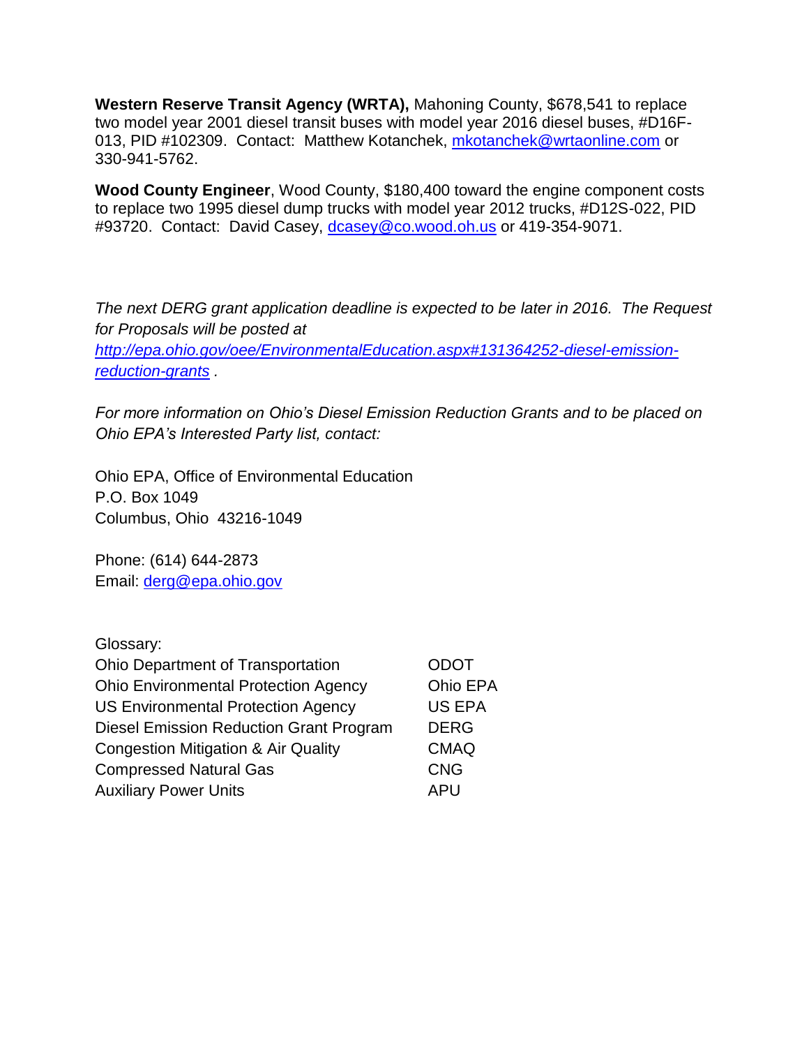**Western Reserve Transit Agency (WRTA),** Mahoning County, $678,541 to replace two model year 2001 diesel transit buses with model year 2016 diesel buses, #D16F-013, PID #102309. Contact: Matthew Kotanchek, mkotanchek@wrtaonline.com or 330-941-5762.

**Wood County Engineer**, Wood County, $180,400 toward the engine component costs to replace two 1995 diesel dump trucks with model year 2012 trucks, #D12S-022, PID #93720. Contact: David Casey, dcasey@co.wood.oh.us or 419-354-9071.

*The next DERG grant application deadline is expected to be later in 2016. The Request for Proposals will be posted at [http://epa.ohio.gov/oee/EnvironmentalEducation.aspx#131364252-diesel-emission-reduction-grants](http://epa.ohio.gov/oee/EnvironmentalEducation.aspx#131364252-diesel-emission-reduction-grants) .*

*For more information on Ohio's Diesel Emission Reduction Grants and to be placed on Ohio EPA's Interested Party list, contact:*

Ohio EPA, Office of Environmental Education
P.O. Box 1049
Columbus, Ohio 43216-1049

Phone: (614) 644-2873
Email: derg@epa.ohio.gov

Glossary:

| | |
|---|---|
| Ohio Department of Transportation | ODOT |
| Ohio Environmental Protection Agency | Ohio EPA |
| US Environmental Protection Agency | US EPA |
| Diesel Emission Reduction Grant Program | DERG |
| Congestion Mitigation & Air Quality | CMAQ |
| Compressed Natural Gas | CNG |
| Auxiliary Power Units | APU |